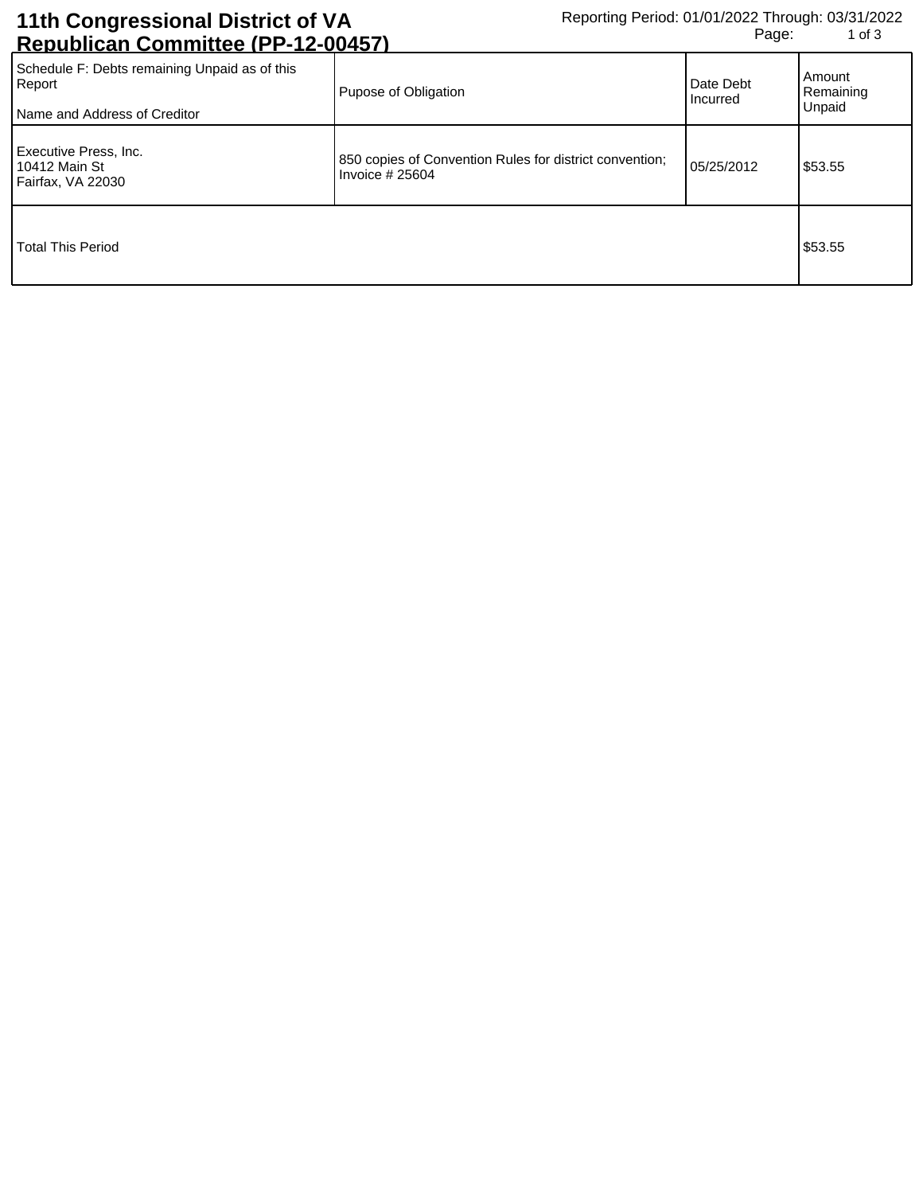# 11th Congressional District of VA Republican Committee (PP-12-00457)

Reporting Period: 01/01/2022 Through: 03/31/2022

| Schedule F: Debts remaining Unpaid as of this Report<br><br>Name and Address of Creditor | Pupose of Obligation | Date Debt Incurred | Amount Remaining Unpaid |
|---|---|---|---|
| Executive Press, Inc.<br>10412 Main St<br>Fairfax, VA 22030 | 850 copies of Convention Rules for district convention; Invoice # 25604 | 05/25/2012 | $53.55 |
| Total This Period | | | $53.55 |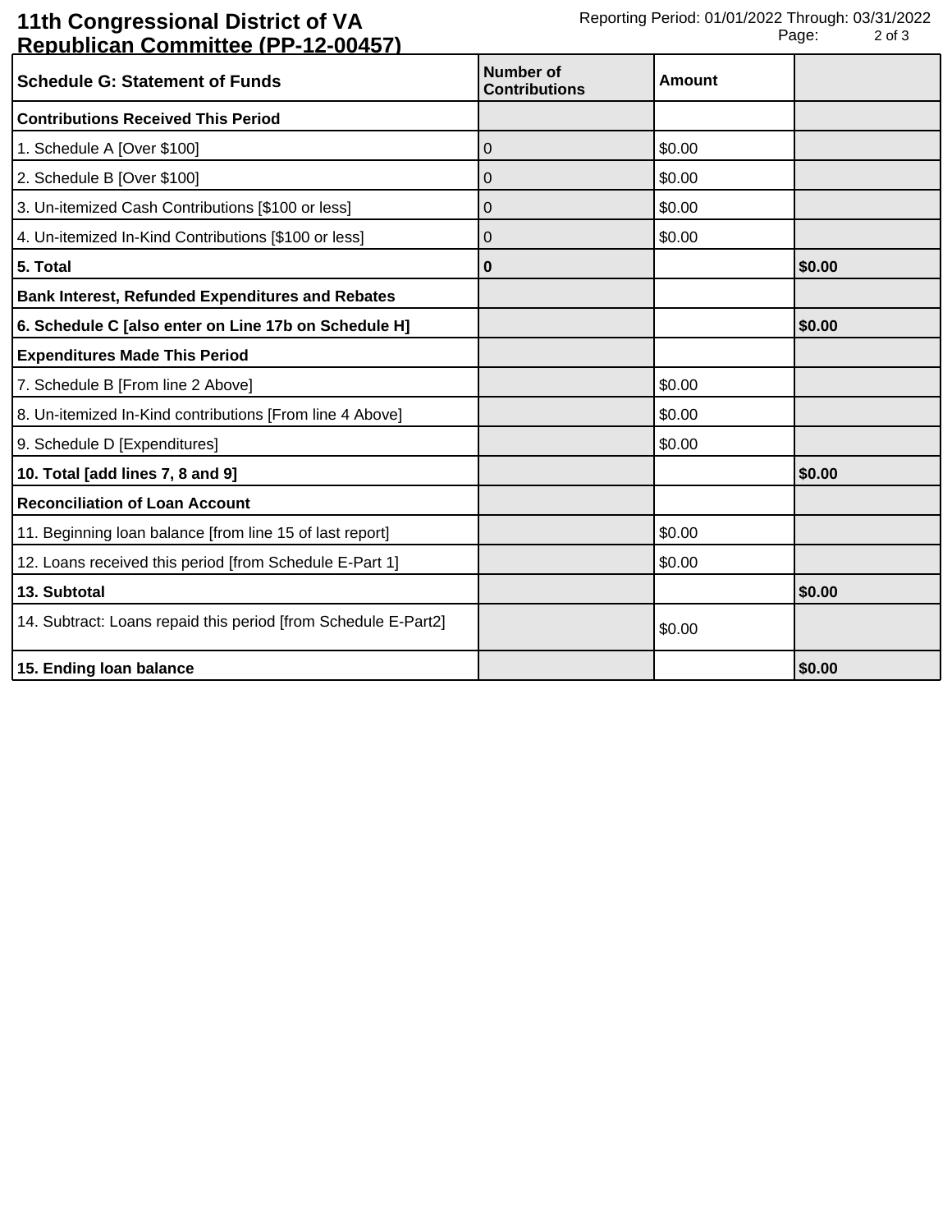# 11th Congressional District of VA Republican Committee (PP-12-00457)

Reporting Period: 01/01/2022 Through: 03/31/2022

| Schedule G: Statement of Funds | Number of Contributions | Amount | |
|---|---|---|---|
| **Contributions Received This Period** | | | |
| 1. Schedule A [Over $100] | 0 | $0.00 | |
| 2. Schedule B [Over $100] | 0 | $0.00 | |
| 3. Un-itemized Cash Contributions [$100 or less] | 0 | $0.00 | |
| 4. Un-itemized In-Kind Contributions [$100 or less] | 0 | $0.00 | |
| **5. Total** | **0** | | **$0.00** |
| **Bank Interest, Refunded Expenditures and Rebates** | | | |
| **6. Schedule C [also enter on Line 17b on Schedule H]** | | | **$0.00** |
| **Expenditures Made This Period** | | | |
| 7. Schedule B [From line 2 Above] | | $0.00 | |
| 8. Un-itemized In-Kind contributions [From line 4 Above] | | $0.00 | |
| 9. Schedule D [Expenditures] | | $0.00 | |
| **10. Total [add lines 7, 8 and 9]** | | | **$0.00** |
| **Reconciliation of Loan Account** | | | |
| 11. Beginning loan balance [from line 15 of last report] | | $0.00 | |
| 12. Loans received this period [from Schedule E-Part 1] | | $0.00 | |
| **13. Subtotal** | | | **$0.00** |
| 14. Subtract: Loans repaid this period [from Schedule E-Part2] | | $0.00 | |
| **15. Ending loan balance** | | | **$0.00** |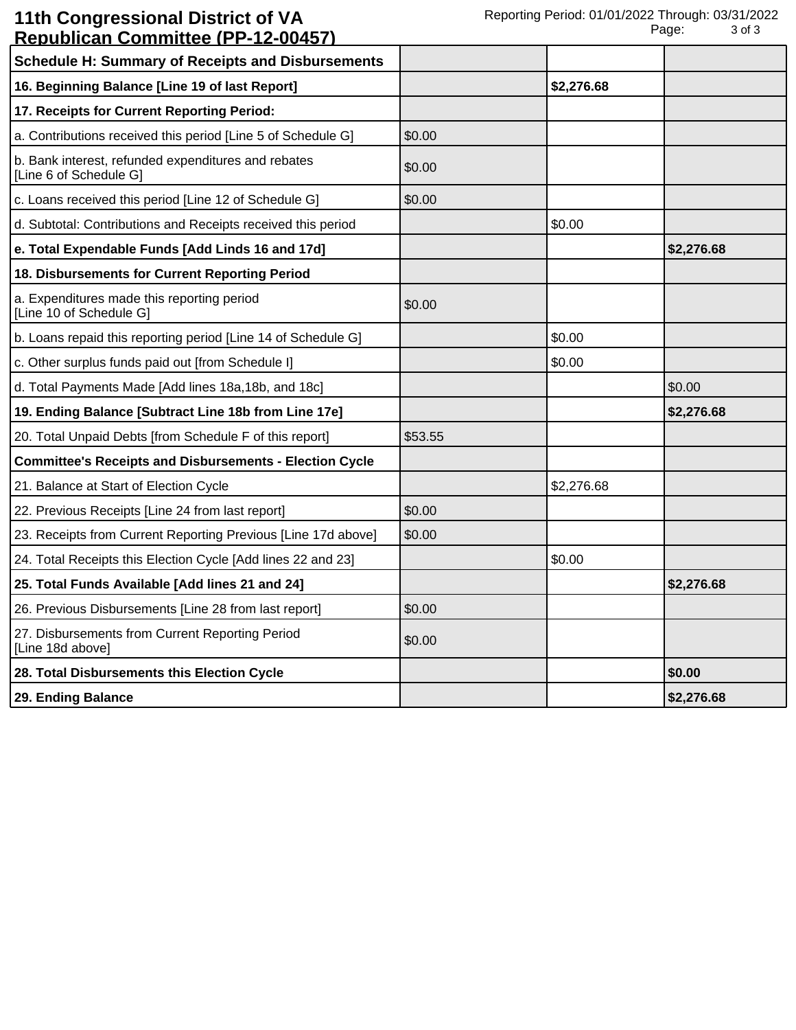11th Congressional District of VA Republican Committee (PP-12-00457)

Reporting Period: 01/01/2022 Through: 03/31/2022

| | | | |
|---|---|---|---|
| **Schedule H: Summary of Receipts and Disbursements** | | | |
| **16. Beginning Balance [Line 19 of last Report]** | | **$2,276.68** | |
| **17. Receipts for Current Reporting Period:** | | | |
| a. Contributions received this period [Line 5 of Schedule G] | $0.00 | | |
| b. Bank interest, refunded expenditures and rebates [Line 6 of Schedule G] | $0.00 | | |
| c. Loans received this period [Line 12 of Schedule G] | $0.00 | | |
| d. Subtotal: Contributions and Receipts received this period | | $0.00 | |
| **e. Total Expendable Funds [Add Linds 16 and 17d]** | | | **$2,276.68** |
| **18. Disbursements for Current Reporting Period** | | | |
| a. Expenditures made this reporting period [Line 10 of Schedule G] | $0.00 | | |
| b. Loans repaid this reporting period [Line 14 of Schedule G] | | $0.00 | |
| c. Other surplus funds paid out [from Schedule I] | | $0.00 | |
| d. Total Payments Made [Add lines 18a,18b, and 18c] | | | $0.00 |
| **19. Ending Balance [Subtract Line 18b from Line 17e]** | | | **$2,276.68** |
| 20. Total Unpaid Debts [from Schedule F of this report] | $53.55 | | |
| **Committee's Receipts and Disbursements - Election Cycle** | | | |
| 21. Balance at Start of Election Cycle | | $2,276.68 | |
| 22. Previous Receipts [Line 24 from last report] | $0.00 | | |
| 23. Receipts from Current Reporting Previous [Line 17d above] | $0.00 | | |
| 24. Total Receipts this Election Cycle [Add lines 22 and 23] | | $0.00 | |
| **25. Total Funds Available [Add lines 21 and 24]** | | | **$2,276.68** |
| 26. Previous Disbursements [Line 28 from last report] | $0.00 | | |
| 27. Disbursements from Current Reporting Period [Line 18d above] | $0.00 | | |
| **28. Total Disbursements this Election Cycle** | | | **$0.00** |
| **29. Ending Balance** | | | **$2,276.68** |